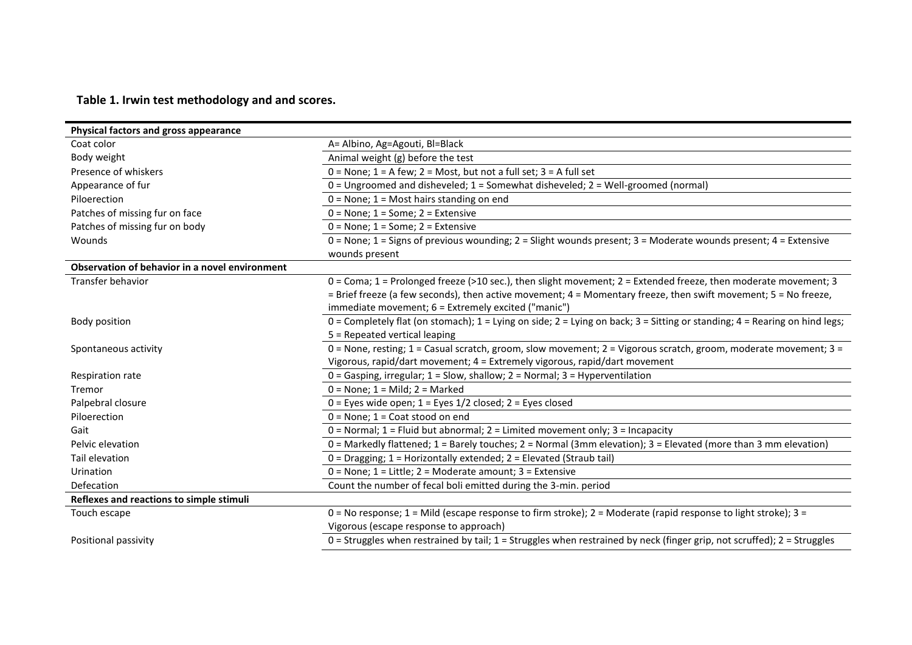**Table 1. Irwin test methodology and and scores.**

| | |
|---|---|
| **Physical factors and gross appearance** | |
| Coat color | A= Albino, Ag=Agouti, Bl=Black |
| Body weight | Animal weight (g) before the test |
| Presence of whiskers | 0 = None; 1 = A few; 2 = Most, but not a full set; 3 = A full set |
| Appearance of fur | 0 = Ungroomed and disheveled; 1 = Somewhat disheveled; 2 = Well-groomed (normal) |
| Piloerection | 0 = None; 1 = Most hairs standing on end |
| Patches of missing fur on face | 0 = None; 1 = Some; 2 = Extensive |
| Patches of missing fur on body | 0 = None; 1 = Some; 2 = Extensive |
| Wounds | 0 = None; 1 = Signs of previous wounding; 2 = Slight wounds present; 3 = Moderate wounds present; 4 = Extensive wounds present |
| **Observation of behavior in a novel environment** | |
| Transfer behavior | 0 = Coma; 1 = Prolonged freeze (>10 sec.), then slight movement; 2 = Extended freeze, then moderate movement; 3 = Brief freeze (a few seconds), then active movement; 4 = Momentary freeze, then swift movement; 5 = No freeze, immediate movement; 6 = Extremely excited ("manic") |
| Body position | 0 = Completely flat (on stomach); 1 = Lying on side; 2 = Lying on back; 3 = Sitting or standing; 4 = Rearing on hind legs; 5 = Repeated vertical leaping |
| Spontaneous activity | 0 = None, resting; 1 = Casual scratch, groom, slow movement; 2 = Vigorous scratch, groom, moderate movement; 3 = Vigorous, rapid/dart movement; 4 = Extremely vigorous, rapid/dart movement |
| Respiration rate | 0 = Gasping, irregular; 1 = Slow, shallow; 2 = Normal; 3 = Hyperventilation |
| Tremor | 0 = None; 1 = Mild; 2 = Marked |
| Palpebral closure | 0 = Eyes wide open; 1 = Eyes 1/2 closed; 2 = Eyes closed |
| Piloerection | 0 = None; 1 = Coat stood on end |
| Gait | 0 = Normal; 1 = Fluid but abnormal; 2 = Limited movement only; 3 = Incapacity |
| Pelvic elevation | 0 = Markedly flattened; 1 = Barely touches; 2 = Normal (3mm elevation); 3 = Elevated (more than 3 mm elevation) |
| Tail elevation | 0 = Dragging; 1 = Horizontally extended; 2 = Elevated (Straub tail) |
| Urination | 0 = None; 1 = Little; 2 = Moderate amount; 3 = Extensive |
| Defecation | Count the number of fecal boli emitted during the 3-min. period |
| **Reflexes and reactions to simple stimuli** | |
| Touch escape | 0 = No response; 1 = Mild (escape response to firm stroke); 2 = Moderate (rapid response to light stroke); 3 = Vigorous (escape response to approach) |
| Positional passivity | 0 = Struggles when restrained by tail; 1 = Struggles when restrained by neck (finger grip, not scruffed); 2 = Struggles |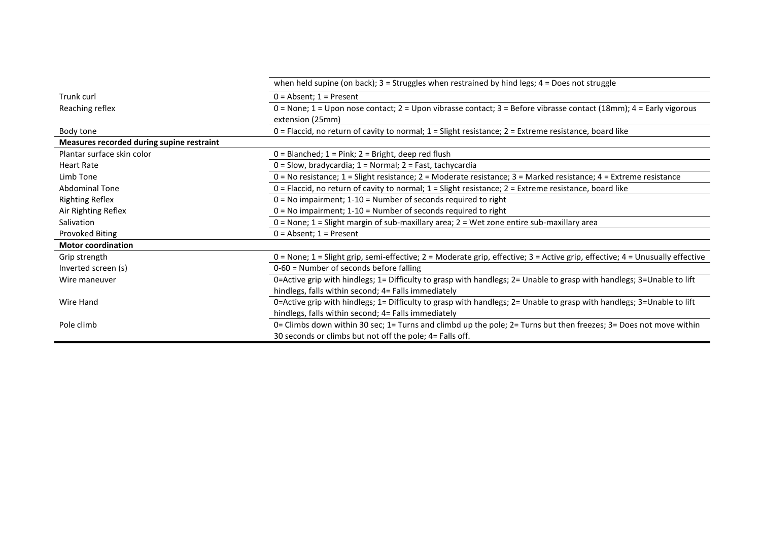| | |
|---|---|
| | when held supine (on back); 3 = Struggles when restrained by hind legs; 4 = Does not struggle |
| Trunk curl | 0 = Absent; 1 = Present |
| Reaching reflex | 0 = None; 1 = Upon nose contact; 2 = Upon vibrasse contact; 3 = Before vibrasse contact (18mm); 4 = Early vigorous extension (25mm) |
| Body tone | 0 = Flaccid, no return of cavity to normal; 1 = Slight resistance; 2 = Extreme resistance, board like |
| **Measures recorded during supine restraint** | |
| Plantar surface skin color | 0 = Blanched; 1 = Pink; 2 = Bright, deep red flush |
| Heart Rate | 0 = Slow, bradycardia; 1 = Normal; 2 = Fast, tachycardia |
| Limb Tone | 0 = No resistance; 1 = Slight resistance; 2 = Moderate resistance; 3 = Marked resistance; 4 = Extreme resistance |
| Abdominal Tone | 0 = Flaccid, no return of cavity to normal; 1 = Slight resistance; 2 = Extreme resistance, board like |
| Righting Reflex | 0 = No impairment; 1-10 = Number of seconds required to right |
| Air Righting Reflex | 0 = No impairment; 1-10 = Number of seconds required to right |
| Salivation | 0 = None; 1 = Slight margin of sub-maxillary area; 2 = Wet zone entire sub-maxillary area |
| Provoked Biting | 0 = Absent; 1 = Present |
| **Motor coordination** | |
| Grip strength | 0 = None; 1 = Slight grip, semi-effective; 2 = Moderate grip, effective; 3 = Active grip, effective; 4 = Unusually effective |
| Inverted screen (s) | 0-60 = Number of seconds before falling |
| Wire maneuver | 0=Active grip with hindlegs; 1= Difficulty to grasp with handlegs; 2= Unable to grasp with handlegs; 3=Unable to lift hindlegs, falls within second; 4= Falls immediately |
| Wire Hand | 0=Active grip with hindlegs; 1= Difficulty to grasp with handlegs; 2= Unable to grasp with handlegs; 3=Unable to lift hindlegs, falls within second; 4= Falls immediately |
| Pole climb | 0= Climbs down within 30 sec; 1= Turns and climbd up the pole; 2= Turns but then freezes; 3= Does not move within 30 seconds or climbs but not off the pole; 4= Falls off. |